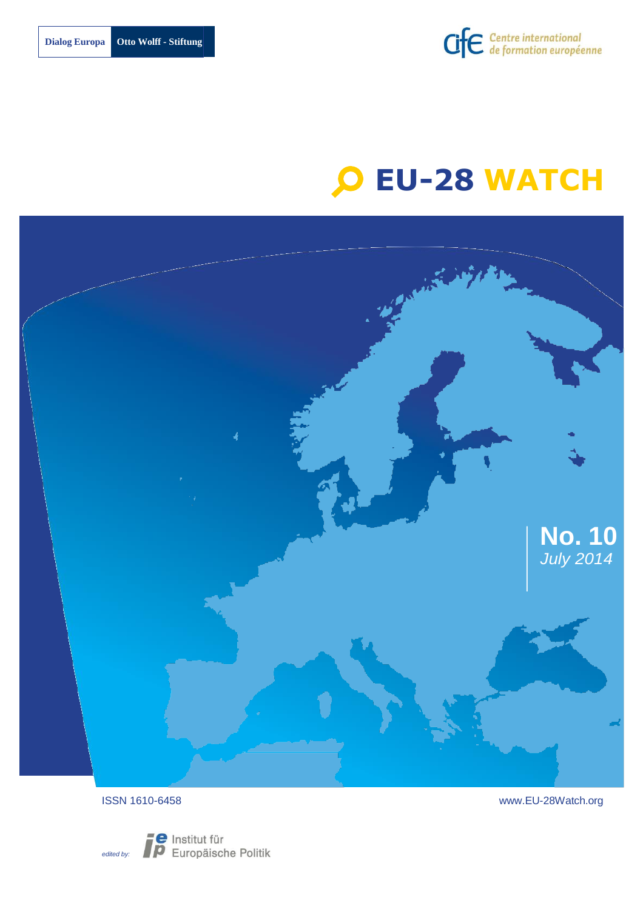Dialog Europa | Otto Wolff - Stiftung

Centre international de formation européenne

# EU-28 WATCH

**No. 10**
*July 2014*

ISSN 1610-6458

www.EU-28Watch.org

*edited by:* Institut für Europäische Politik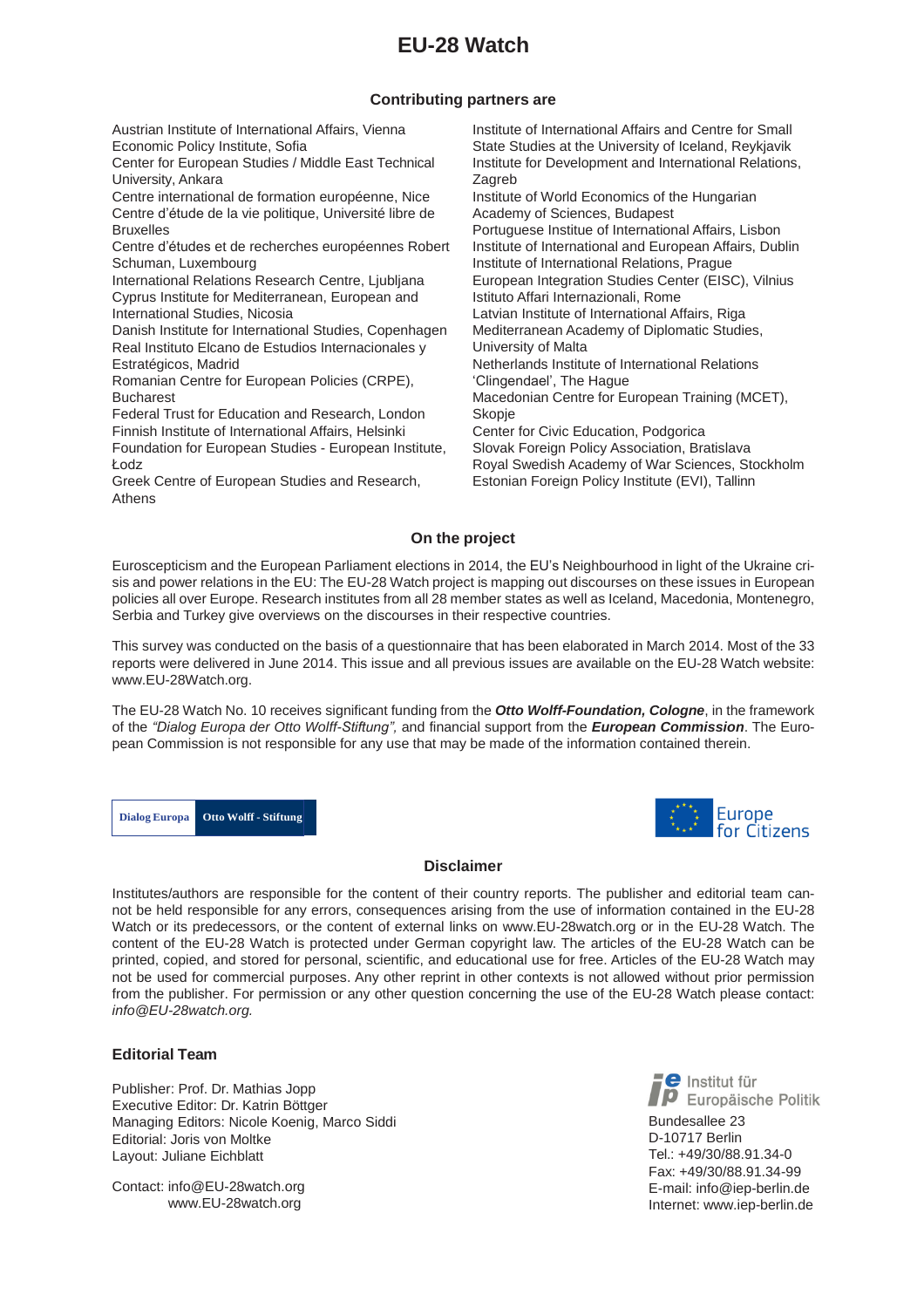# EU-28 Watch

### Contributing partners are

Austrian Institute of International Affairs, Vienna
Economic Policy Institute, Sofia
Center for European Studies / Middle East Technical University, Ankara
Centre international de formation européenne, Nice
Centre d'étude de la vie politique, Université libre de Bruxelles
Centre d'études et de recherches européennes Robert Schuman, Luxembourg
International Relations Research Centre, Ljubljana
Cyprus Institute for Mediterranean, European and International Studies, Nicosia
Danish Institute for International Studies, Copenhagen
Real Instituto Elcano de Estudios Internacionales y Estratégicos, Madrid
Romanian Centre for European Policies (CRPE), Bucharest
Federal Trust for Education and Research, London
Finnish Institute of International Affairs, Helsinki
Foundation for European Studies - European Institute, Łodz
Greek Centre of European Studies and Research, Athens
Institute of International Affairs and Centre for Small State Studies at the University of Iceland, Reykjavik
Institute for Development and International Relations, Zagreb
Institute of World Economics of the Hungarian Academy of Sciences, Budapest
Portuguese Institue of International Affairs, Lisbon
Institute of International and European Affairs, Dublin
Institute of International Relations, Prague
European Integration Studies Center (EISC), Vilnius
Istituto Affari Internazionali, Rome
Latvian Institute of International Affairs, Riga
Mediterranean Academy of Diplomatic Studies, University of Malta
Netherlands Institute of International Relations 'Clingendael', The Hague
Macedonian Centre for European Training (MCET), Skopje
Center for Civic Education, Podgorica
Slovak Foreign Policy Association, Bratislava
Royal Swedish Academy of War Sciences, Stockholm
Estonian Foreign Policy Institute (EVI), Tallinn

### On the project

Euroscepticism and the European Parliament elections in 2014, the EU's Neighbourhood in light of the Ukraine crisis and power relations in the EU: The EU-28 Watch project is mapping out discourses on these issues in European policies all over Europe. Research institutes from all 28 member states as well as Iceland, Macedonia, Montenegro, Serbia and Turkey give overviews on the discourses in their respective countries.

This survey was conducted on the basis of a questionnaire that has been elaborated in March 2014. Most of the 33 reports were delivered in June 2014. This issue and all previous issues are available on the EU-28 Watch website: www.EU-28Watch.org.

The EU-28 Watch No. 10 receives significant funding from the ***Otto Wolff-Foundation, Cologne***, in the framework of the *"Dialog Europa der Otto Wolff-Stiftung"*, and financial support from the ***European Commission***. The European Commission is not responsible for any use that may be made of the information contained therein.

Dialog Europa | Otto Wolff - Stiftung

Europe for Citizens

### Disclaimer

Institutes/authors are responsible for the content of their country reports. The publisher and editorial team cannot be held responsible for any errors, consequences arising from the use of information contained in the EU-28 Watch or its predecessors, or the content of external links on www.EU-28watch.org or in the EU-28 Watch. The content of the EU-28 Watch is protected under German copyright law. The articles of the EU-28 Watch can be printed, copied, and stored for personal, scientific, and educational use for free. Articles of the EU-28 Watch may not be used for commercial purposes. Any other reprint in other contexts is not allowed without prior permission from the publisher. For permission or any other question concerning the use of the EU-28 Watch please contact: *info@EU-28watch.org.*

### Editorial Team

Publisher: Prof. Dr. Mathias Jopp
Executive Editor: Dr. Katrin Böttger
Managing Editors: Nicole Koenig, Marco Siddi
Editorial: Joris von Moltke
Layout: Juliane Eichblatt

Contact: info@EU-28watch.org
www.EU-28watch.org

Institut für Europäische Politik
Bundesallee 23
D-10717 Berlin
Tel.: +49/30/88.91.34-0
Fax: +49/30/88.91.34-99
E-mail: info@iep-berlin.de
Internet: www.iep-berlin.de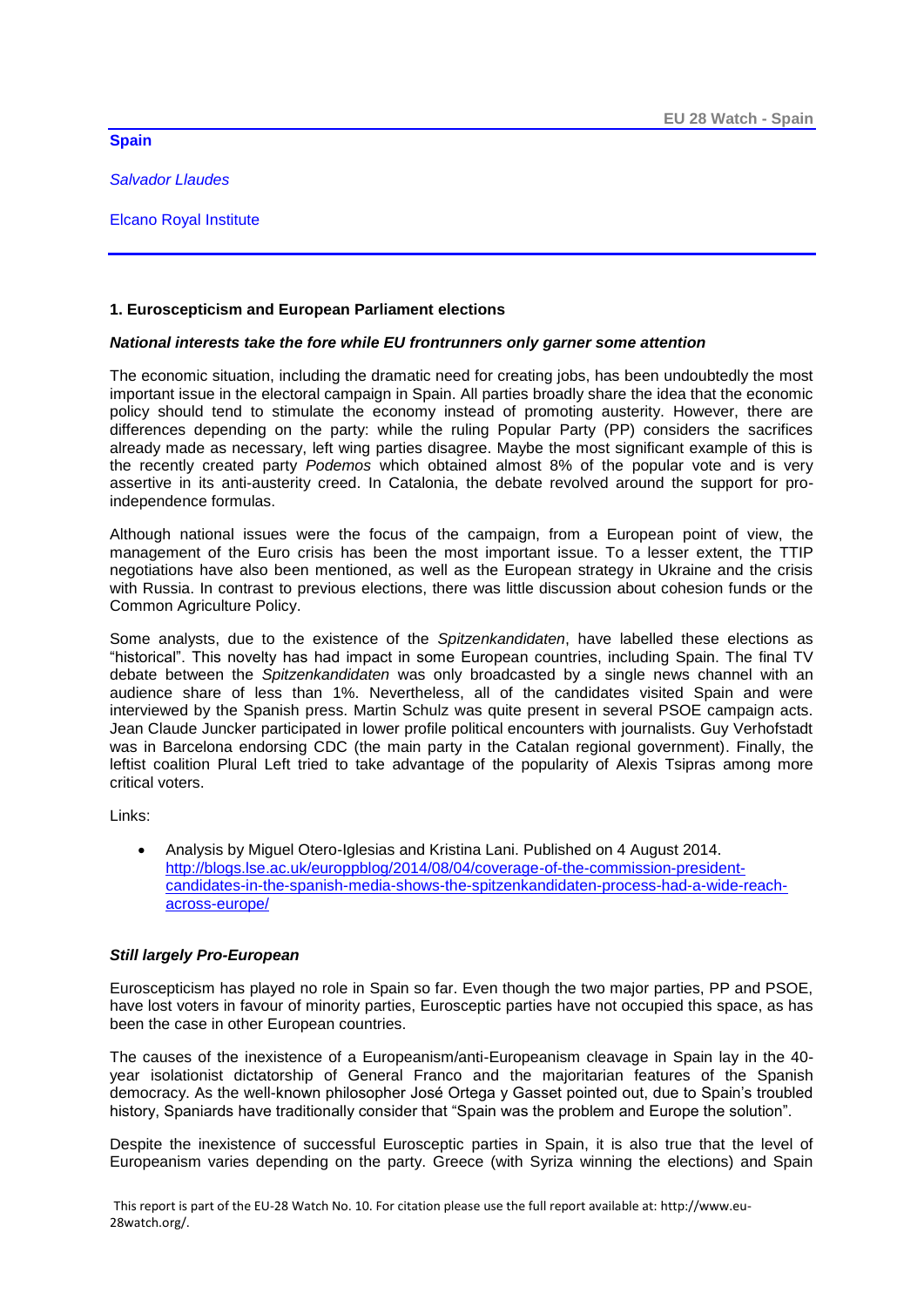**Spain**

*Salvador Llaudes*

Elcano Royal Institute

## 1. Euroscepticism and European Parliament elections

### *National interests take the fore while EU frontrunners only garner some attention*

The economic situation, including the dramatic need for creating jobs, has been undoubtedly the most important issue in the electoral campaign in Spain. All parties broadly share the idea that the economic policy should tend to stimulate the economy instead of promoting austerity. However, there are differences depending on the party: while the ruling Popular Party (PP) considers the sacrifices already made as necessary, left wing parties disagree. Maybe the most significant example of this is the recently created party *Podemos* which obtained almost 8% of the popular vote and is very assertive in its anti-austerity creed. In Catalonia, the debate revolved around the support for pro-independence formulas.

Although national issues were the focus of the campaign, from a European point of view, the management of the Euro crisis has been the most important issue. To a lesser extent, the TTIP negotiations have also been mentioned, as well as the European strategy in Ukraine and the crisis with Russia. In contrast to previous elections, there was little discussion about cohesion funds or the Common Agriculture Policy.

Some analysts, due to the existence of the *Spitzenkandidaten*, have labelled these elections as "historical". This novelty has had impact in some European countries, including Spain. The final TV debate between the *Spitzenkandidaten* was only broadcasted by a single news channel with an audience share of less than 1%. Nevertheless, all of the candidates visited Spain and were interviewed by the Spanish press. Martin Schulz was quite present in several PSOE campaign acts. Jean Claude Juncker participated in lower profile political encounters with journalists. Guy Verhofstadt was in Barcelona endorsing CDC (the main party in the Catalan regional government). Finally, the leftist coalition Plural Left tried to take advantage of the popularity of Alexis Tsipras among more critical voters.

Links:

- Analysis by Miguel Otero-Iglesias and Kristina Lani. Published on 4 August 2014. http://blogs.lse.ac.uk/europpblog/2014/08/04/coverage-of-the-commission-president-candidates-in-the-spanish-media-shows-the-spitzenkandidaten-process-had-a-wide-reach-across-europe/

### *Still largely Pro-European*

Euroscepticism has played no role in Spain so far. Even though the two major parties, PP and PSOE, have lost voters in favour of minority parties, Eurosceptic parties have not occupied this space, as has been the case in other European countries.

The causes of the inexistence of a Europeanism/anti-Europeanism cleavage in Spain lay in the 40-year isolationist dictatorship of General Franco and the majoritarian features of the Spanish democracy. As the well-known philosopher José Ortega y Gasset pointed out, due to Spain's troubled history, Spaniards have traditionally consider that "Spain was the problem and Europe the solution".

Despite the inexistence of successful Eurosceptic parties in Spain, it is also true that the level of Europeanism varies depending on the party. Greece (with Syriza winning the elections) and Spain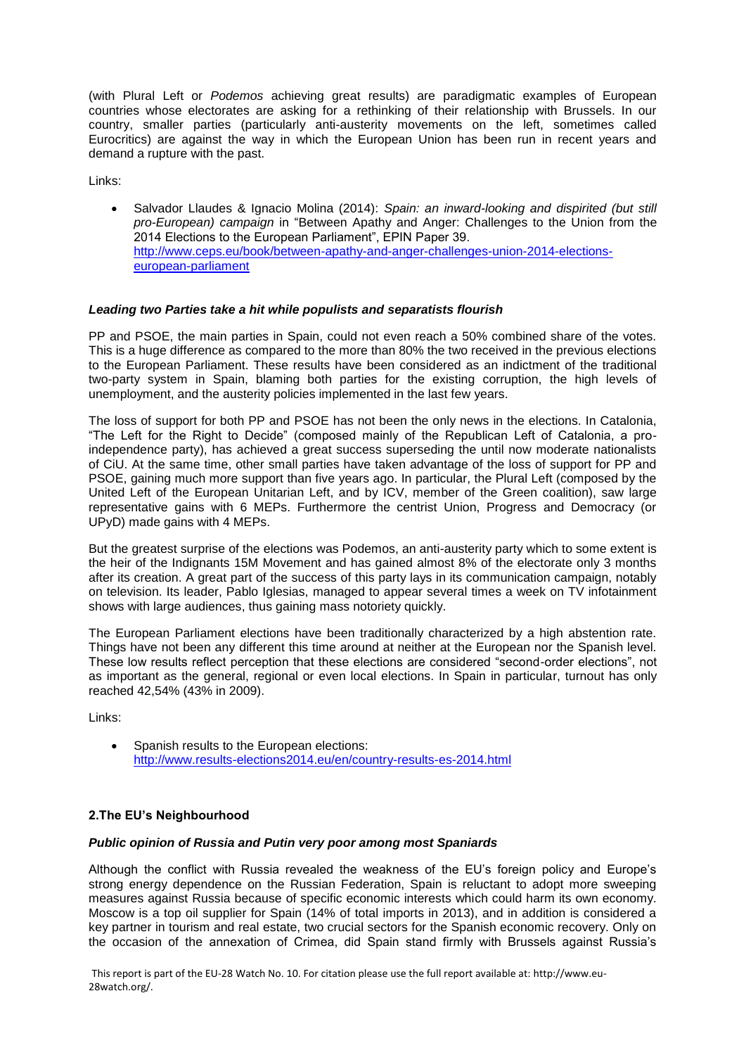(with Plural Left or *Podemos* achieving great results) are paradigmatic examples of European countries whose electorates are asking for a rethinking of their relationship with Brussels. In our country, smaller parties (particularly anti-austerity movements on the left, sometimes called Eurocritics) are against the way in which the European Union has been run in recent years and demand a rupture with the past.

Links:

- Salvador Llaudes & Ignacio Molina (2014): *Spain: an inward-looking and dispirited (but still pro-European) campaign* in "Between Apathy and Anger: Challenges to the Union from the 2014 Elections to the European Parliament", EPIN Paper 39. http://www.ceps.eu/book/between-apathy-and-anger-challenges-union-2014-elections-european-parliament

### *Leading two Parties take a hit while populists and separatists flourish*

PP and PSOE, the main parties in Spain, could not even reach a 50% combined share of the votes. This is a huge difference as compared to the more than 80% the two received in the previous elections to the European Parliament. These results have been considered as an indictment of the traditional two-party system in Spain, blaming both parties for the existing corruption, the high levels of unemployment, and the austerity policies implemented in the last few years.

The loss of support for both PP and PSOE has not been the only news in the elections. In Catalonia, "The Left for the Right to Decide" (composed mainly of the Republican Left of Catalonia, a pro-independence party), has achieved a great success superseding the until now moderate nationalists of CiU. At the same time, other small parties have taken advantage of the loss of support for PP and PSOE, gaining much more support than five years ago. In particular, the Plural Left (composed by the United Left of the European Unitarian Left, and by ICV, member of the Green coalition), saw large representative gains with 6 MEPs. Furthermore the centrist Union, Progress and Democracy (or UPyD) made gains with 4 MEPs.

But the greatest surprise of the elections was Podemos, an anti-austerity party which to some extent is the heir of the Indignants 15M Movement and has gained almost 8% of the electorate only 3 months after its creation. A great part of the success of this party lays in its communication campaign, notably on television. Its leader, Pablo Iglesias, managed to appear several times a week on TV infotainment shows with large audiences, thus gaining mass notoriety quickly.

The European Parliament elections have been traditionally characterized by a high abstention rate. Things have not been any different this time around at neither at the European nor the Spanish level. These low results reflect perception that these elections are considered "second-order elections", not as important as the general, regional or even local elections. In Spain in particular, turnout has only reached 42,54% (43% in 2009).

Links:

- Spanish results to the European elections: http://www.results-elections2014.eu/en/country-results-es-2014.html

## 2.The EU's Neighbourhood

### *Public opinion of Russia and Putin very poor among most Spaniards*

Although the conflict with Russia revealed the weakness of the EU's foreign policy and Europe's strong energy dependence on the Russian Federation, Spain is reluctant to adopt more sweeping measures against Russia because of specific economic interests which could harm its own economy. Moscow is a top oil supplier for Spain (14% of total imports in 2013), and in addition is considered a key partner in tourism and real estate, two crucial sectors for the Spanish economic recovery. Only on the occasion of the annexation of Crimea, did Spain stand firmly with Brussels against Russia's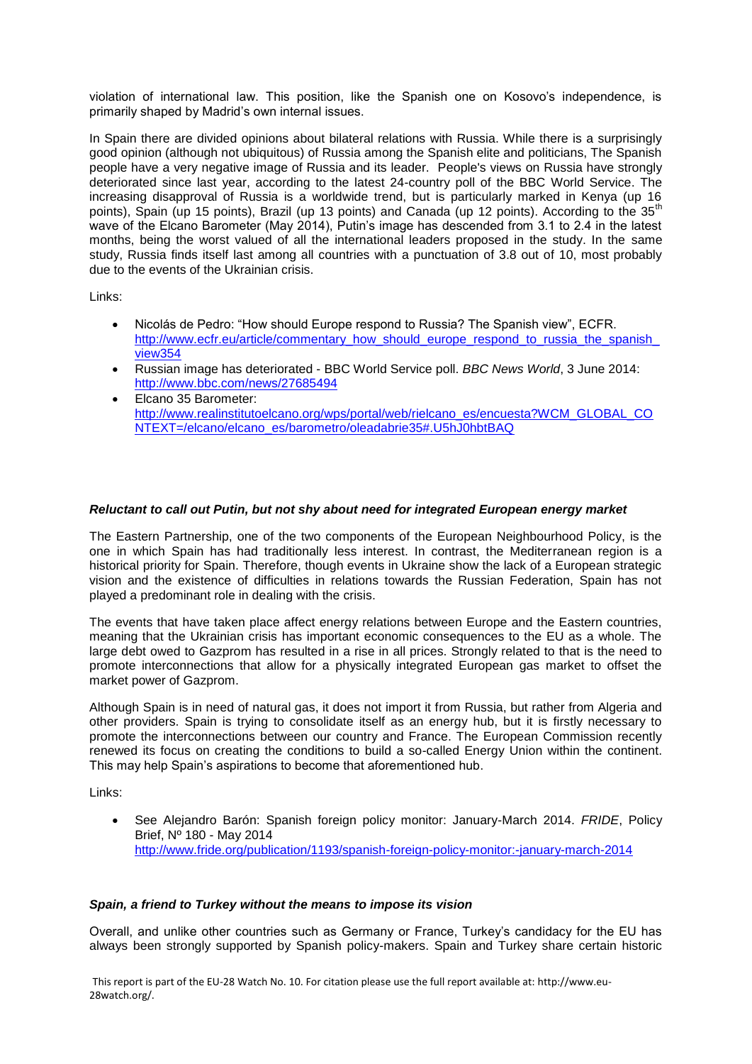violation of international law. This position, like the Spanish one on Kosovo's independence, is primarily shaped by Madrid's own internal issues.

In Spain there are divided opinions about bilateral relations with Russia. While there is a surprisingly good opinion (although not ubiquitous) of Russia among the Spanish elite and politicians, The Spanish people have a very negative image of Russia and its leader. People's views on Russia have strongly deteriorated since last year, according to the latest 24-country poll of the BBC World Service. The increasing disapproval of Russia is a worldwide trend, but is particularly marked in Kenya (up 16 points), Spain (up 15 points), Brazil (up 13 points) and Canada (up 12 points). According to the 35th wave of the Elcano Barometer (May 2014), Putin's image has descended from 3.1 to 2.4 in the latest months, being the worst valued of all the international leaders proposed in the study. In the same study, Russia finds itself last among all countries with a punctuation of 3.8 out of 10, most probably due to the events of the Ukrainian crisis.

Links:

- Nicolás de Pedro: "How should Europe respond to Russia? The Spanish view", ECFR. http://www.ecfr.eu/article/commentary_how_should_europe_respond_to_russia_the_spanish_view354
- Russian image has deteriorated - BBC World Service poll. *BBC News World*, 3 June 2014: http://www.bbc.com/news/27685494
- Elcano 35 Barometer: http://www.realinstitutoelcano.org/wps/portal/web/rielcano_es/encuesta?WCM_GLOBAL_CONTEXT=/elcano/elcano_es/barometro/oleadabrie35#.U5hJ0hbtBAQ

### *Reluctant to call out Putin, but not shy about need for integrated European energy market*

The Eastern Partnership, one of the two components of the European Neighbourhood Policy, is the one in which Spain has had traditionally less interest. In contrast, the Mediterranean region is a historical priority for Spain. Therefore, though events in Ukraine show the lack of a European strategic vision and the existence of difficulties in relations towards the Russian Federation, Spain has not played a predominant role in dealing with the crisis.

The events that have taken place affect energy relations between Europe and the Eastern countries, meaning that the Ukrainian crisis has important economic consequences to the EU as a whole. The large debt owed to Gazprom has resulted in a rise in all prices. Strongly related to that is the need to promote interconnections that allow for a physically integrated European gas market to offset the market power of Gazprom.

Although Spain is in need of natural gas, it does not import it from Russia, but rather from Algeria and other providers. Spain is trying to consolidate itself as an energy hub, but it is firstly necessary to promote the interconnections between our country and France. The European Commission recently renewed its focus on creating the conditions to build a so-called Energy Union within the continent. This may help Spain's aspirations to become that aforementioned hub.

Links:

- See Alejandro Barón: Spanish foreign policy monitor: January-March 2014. *FRIDE*, Policy Brief, Nº 180 - May 2014 http://www.fride.org/publication/1193/spanish-foreign-policy-monitor:-january-march-2014

### *Spain, a friend to Turkey without the means to impose its vision*

Overall, and unlike other countries such as Germany or France, Turkey's candidacy for the EU has always been strongly supported by Spanish policy-makers. Spain and Turkey share certain historic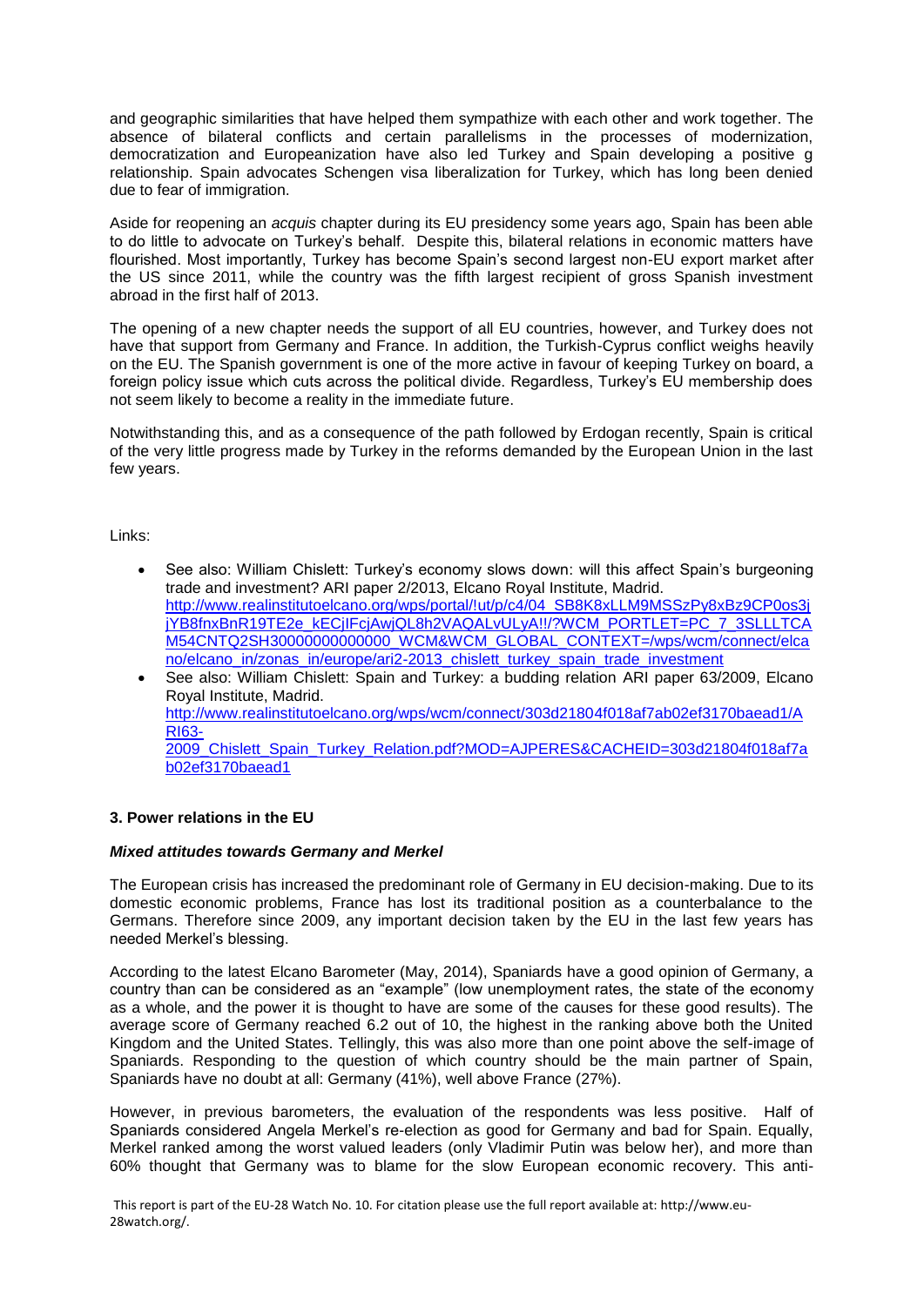and geographic similarities that have helped them sympathize with each other and work together. The absence of bilateral conflicts and certain parallelisms in the processes of modernization, democratization and Europeanization have also led Turkey and Spain developing a positive g relationship. Spain advocates Schengen visa liberalization for Turkey, which has long been denied due to fear of immigration.

Aside for reopening an *acquis* chapter during its EU presidency some years ago, Spain has been able to do little to advocate on Turkey's behalf. Despite this, bilateral relations in economic matters have flourished. Most importantly, Turkey has become Spain's second largest non-EU export market after the US since 2011, while the country was the fifth largest recipient of gross Spanish investment abroad in the first half of 2013.

The opening of a new chapter needs the support of all EU countries, however, and Turkey does not have that support from Germany and France. In addition, the Turkish-Cyprus conflict weighs heavily on the EU. The Spanish government is one of the more active in favour of keeping Turkey on board, a foreign policy issue which cuts across the political divide. Regardless, Turkey's EU membership does not seem likely to become a reality in the immediate future.

Notwithstanding this, and as a consequence of the path followed by Erdogan recently, Spain is critical of the very little progress made by Turkey in the reforms demanded by the European Union in the last few years.

Links:

- See also: William Chislett: Turkey's economy slows down: will this affect Spain's burgeoning trade and investment? ARI paper 2/2013, Elcano Royal Institute, Madrid. http://www.realinstitutoelcano.org/wps/portal/!ut/p/c4/04_SB8K8xLLM9MSSzPy8xBz9CP0os3jjYB8fnxBnR19TE2e_kECjIFcjAwjQL8h2VAQALvULyA!!/?WCM_PORTLET=PC_7_3SLLLTCAM54CNTQ2SH30000000000000_WCM&WCM_GLOBAL_CONTEXT=/wps/wcm/connect/elcano/elcano_in/zonas_in/europe/ari2-2013_chislett_turkey_spain_trade_investment
- See also: William Chislett: Spain and Turkey: a budding relation ARI paper 63/2009, Elcano Royal Institute, Madrid. http://www.realinstitutoelcano.org/wps/wcm/connect/303d21804f018af7ab02ef3170baead1/ARI63-2009_Chislett_Spain_Turkey_Relation.pdf?MOD=AJPERES&CACHEID=303d21804f018af7ab02ef3170baead1

### 3. Power relations in the EU

#### *Mixed attitudes towards Germany and Merkel*

The European crisis has increased the predominant role of Germany in EU decision-making. Due to its domestic economic problems, France has lost its traditional position as a counterbalance to the Germans. Therefore since 2009, any important decision taken by the EU in the last few years has needed Merkel's blessing.

According to the latest Elcano Barometer (May, 2014), Spaniards have a good opinion of Germany, a country than can be considered as an "example" (low unemployment rates, the state of the economy as a whole, and the power it is thought to have are some of the causes for these good results). The average score of Germany reached 6.2 out of 10, the highest in the ranking above both the United Kingdom and the United States. Tellingly, this was also more than one point above the self-image of Spaniards. Responding to the question of which country should be the main partner of Spain, Spaniards have no doubt at all: Germany (41%), well above France (27%).

However, in previous barometers, the evaluation of the respondents was less positive. Half of Spaniards considered Angela Merkel's re-election as good for Germany and bad for Spain. Equally, Merkel ranked among the worst valued leaders (only Vladimir Putin was below her), and more than 60% thought that Germany was to blame for the slow European economic recovery. This anti-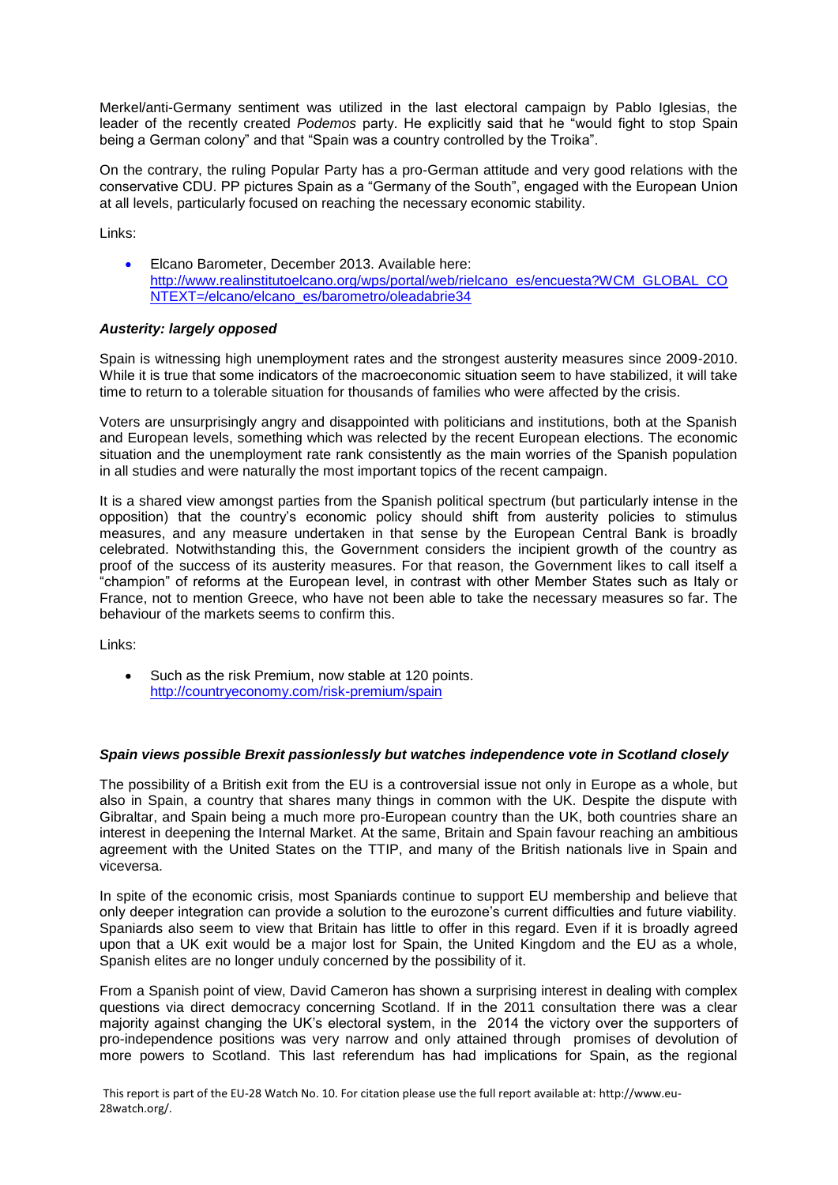Merkel/anti-Germany sentiment was utilized in the last electoral campaign by Pablo Iglesias, the leader of the recently created *Podemos* party. He explicitly said that he "would fight to stop Spain being a German colony" and that "Spain was a country controlled by the Troika".

On the contrary, the ruling Popular Party has a pro-German attitude and very good relations with the conservative CDU. PP pictures Spain as a "Germany of the South", engaged with the European Union at all levels, particularly focused on reaching the necessary economic stability.

Links:

- Elcano Barometer, December 2013. Available here: [http://www.realinstitutoelcano.org/wps/portal/web/rielcano_es/encuesta?WCM_GLOBAL_CONTEXT=/elcano/elcano_es/barometro/oleadabrie34](http://www.realinstitutoelcano.org/wps/portal/web/rielcano_es/encuesta?WCM_GLOBAL_CONTEXT=/elcano/elcano_es/barometro/oleadabrie34)

### *Austerity: largely opposed*

Spain is witnessing high unemployment rates and the strongest austerity measures since 2009-2010. While it is true that some indicators of the macroeconomic situation seem to have stabilized, it will take time to return to a tolerable situation for thousands of families who were affected by the crisis.

Voters are unsurprisingly angry and disappointed with politicians and institutions, both at the Spanish and European levels, something which was relected by the recent European elections. The economic situation and the unemployment rate rank consistently as the main worries of the Spanish population in all studies and were naturally the most important topics of the recent campaign.

It is a shared view amongst parties from the Spanish political spectrum (but particularly intense in the opposition) that the country's economic policy should shift from austerity policies to stimulus measures, and any measure undertaken in that sense by the European Central Bank is broadly celebrated. Notwithstanding this, the Government considers the incipient growth of the country as proof of the success of its austerity measures. For that reason, the Government likes to call itself a "champion" of reforms at the European level, in contrast with other Member States such as Italy or France, not to mention Greece, who have not been able to take the necessary measures so far. The behaviour of the markets seems to confirm this.

Links:

- Such as the risk Premium, now stable at 120 points. [http://countryeconomy.com/risk-premium/spain](http://countryeconomy.com/risk-premium/spain)

### *Spain views possible Brexit passionlessly but watches independence vote in Scotland closely*

The possibility of a British exit from the EU is a controversial issue not only in Europe as a whole, but also in Spain, a country that shares many things in common with the UK. Despite the dispute with Gibraltar, and Spain being a much more pro-European country than the UK, both countries share an interest in deepening the Internal Market. At the same, Britain and Spain favour reaching an ambitious agreement with the United States on the TTIP, and many of the British nationals live in Spain and viceversa.

In spite of the economic crisis, most Spaniards continue to support EU membership and believe that only deeper integration can provide a solution to the eurozone's current difficulties and future viability. Spaniards also seem to view that Britain has little to offer in this regard. Even if it is broadly agreed upon that a UK exit would be a major lost for Spain, the United Kingdom and the EU as a whole, Spanish elites are no longer unduly concerned by the possibility of it.

From a Spanish point of view, David Cameron has shown a surprising interest in dealing with complex questions via direct democracy concerning Scotland. If in the 2011 consultation there was a clear majority against changing the UK's electoral system, in the 2014 the victory over the supporters of pro-independence positions was very narrow and only attained through promises of devolution of more powers to Scotland. This last referendum has had implications for Spain, as the regional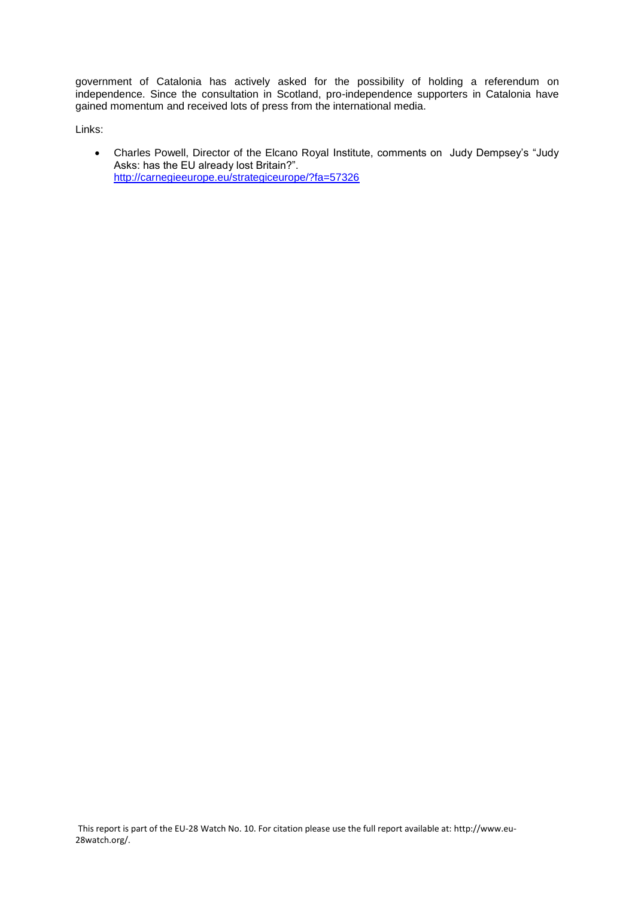government of Catalonia has actively asked for the possibility of holding a referendum on independence. Since the consultation in Scotland, pro-independence supporters in Catalonia have gained momentum and received lots of press from the international media.

Links:

- Charles Powell, Director of the Elcano Royal Institute, comments on Judy Dempsey's "Judy Asks: has the EU already lost Britain?". http://carnegieeurope.eu/strategiceurope/?fa=57326

This report is part of the EU-28 Watch No. 10. For citation please use the full report available at: http://www.eu-28watch.org/.